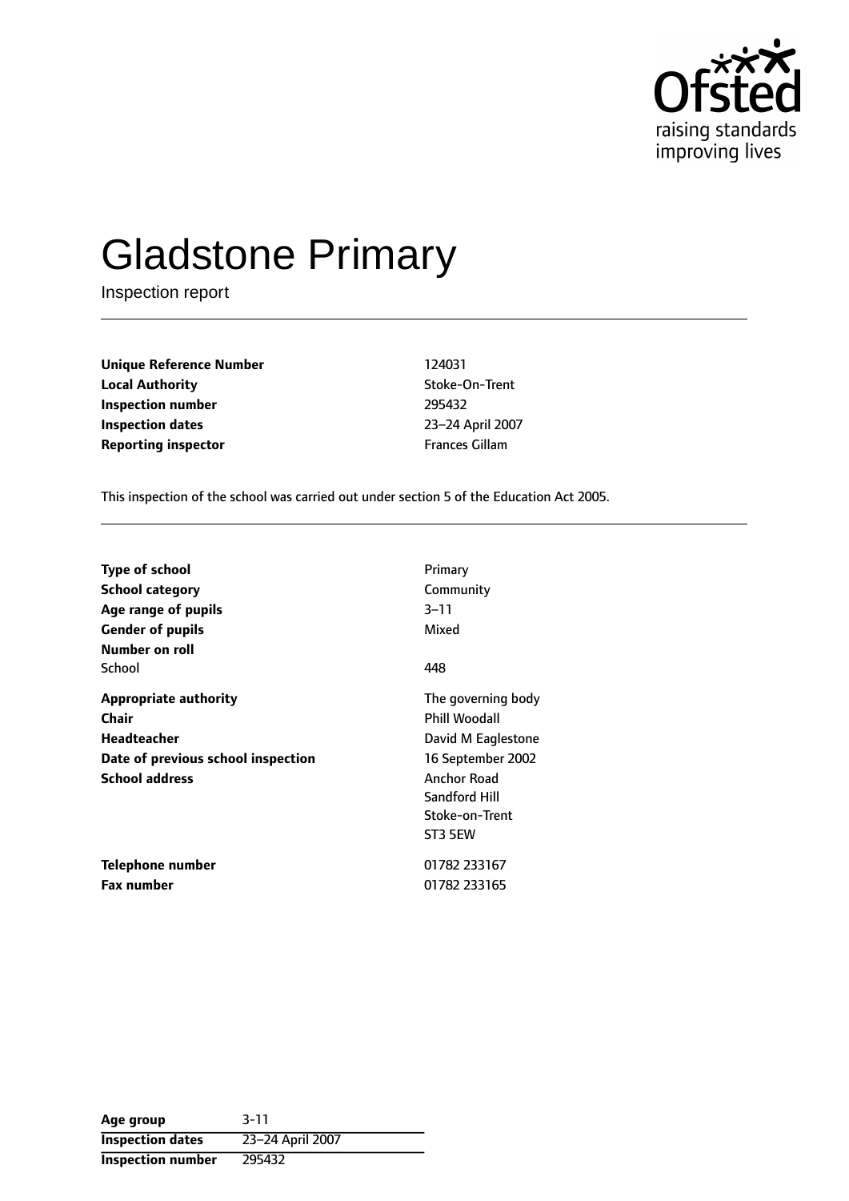# Gladstone Primary

Inspection report

| | |
|---|---|
| **Unique Reference Number** | 124031 |
| **Local Authority** | Stoke-On-Trent |
| **Inspection number** | 295432 |
| **Inspection dates** | 23–24 April 2007 |
| **Reporting inspector** | Frances Gillam |

This inspection of the school was carried out under section 5 of the Education Act 2005.

| | |
|---|---|
| **Type of school** | Primary |
| **School category** | Community |
| **Age range of pupils** | 3–11 |
| **Gender of pupils** | Mixed |
| **Number on roll** | |
| School | 448 |
| **Appropriate authority** | The governing body |
| **Chair** | Phill Woodall |
| **Headteacher** | David M Eaglestone |
| **Date of previous school inspection** | 16 September 2002 |
| **School address** | Anchor Road<br>Sandford Hill<br>Stoke-on-Trent<br>ST3 5EW |
| **Telephone number** | 01782 233167 |
| **Fax number** | 01782 233165 |

| | |
|---|---|
| **Age group** | 3-11 |
| **Inspection dates** | 23–24 April 2007 |
| **Inspection number** | 295432 |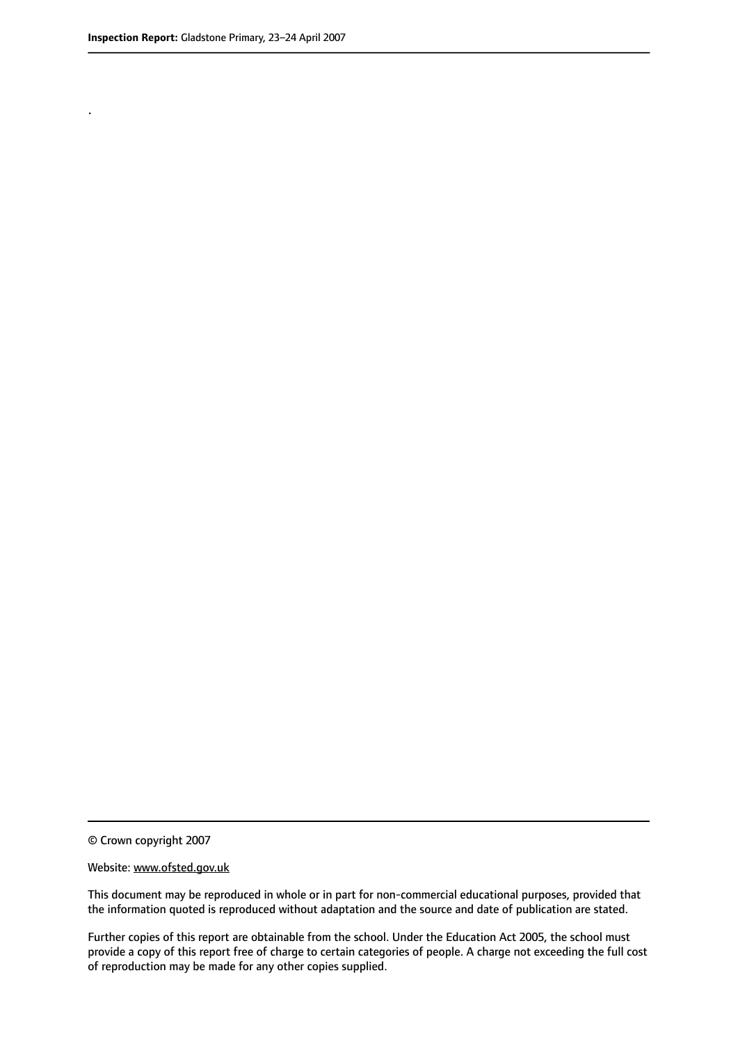.

© Crown copyright 2007

Website: www.ofsted.gov.uk

This document may be reproduced in whole or in part for non-commercial educational purposes, provided that the information quoted is reproduced without adaptation and the source and date of publication are stated.

Further copies of this report are obtainable from the school. Under the Education Act 2005, the school must provide a copy of this report free of charge to certain categories of people. A charge not exceeding the full cost of reproduction may be made for any other copies supplied.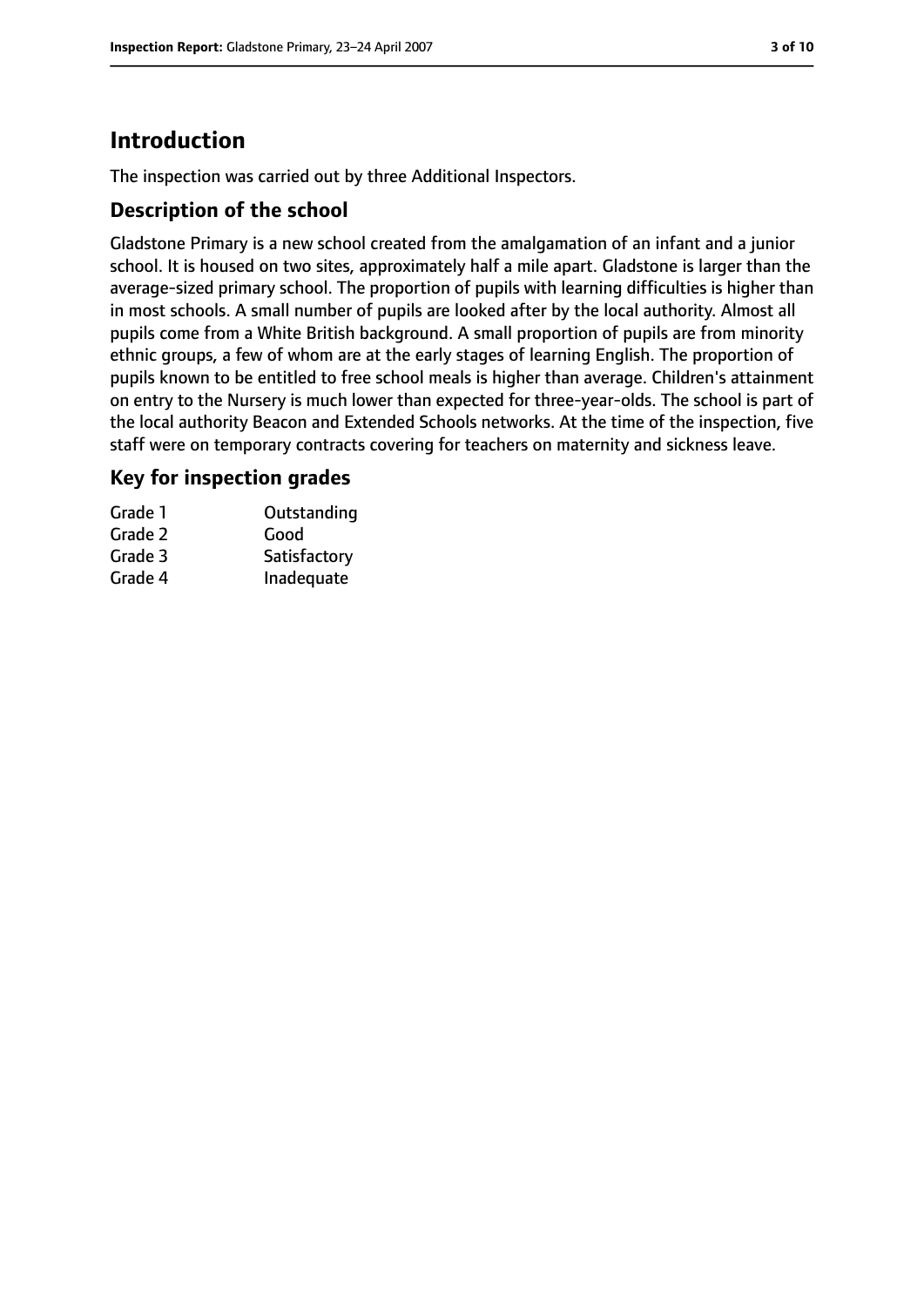# Introduction

The inspection was carried out by three Additional Inspectors.

## Description of the school

Gladstone Primary is a new school created from the amalgamation of an infant and a junior school. It is housed on two sites, approximately half a mile apart. Gladstone is larger than the average-sized primary school. The proportion of pupils with learning difficulties is higher than in most schools. A small number of pupils are looked after by the local authority. Almost all pupils come from a White British background. A small proportion of pupils are from minority ethnic groups, a few of whom are at the early stages of learning English. The proportion of pupils known to be entitled to free school meals is higher than average. Children's attainment on entry to the Nursery is much lower than expected for three-year-olds. The school is part of the local authority Beacon and Extended Schools networks. At the time of the inspection, five staff were on temporary contracts covering for teachers on maternity and sickness leave.

## Key for inspection grades

| | |
|---|---|
| Grade 1 | Outstanding |
| Grade 2 | Good |
| Grade 3 | Satisfactory |
| Grade 4 | Inadequate |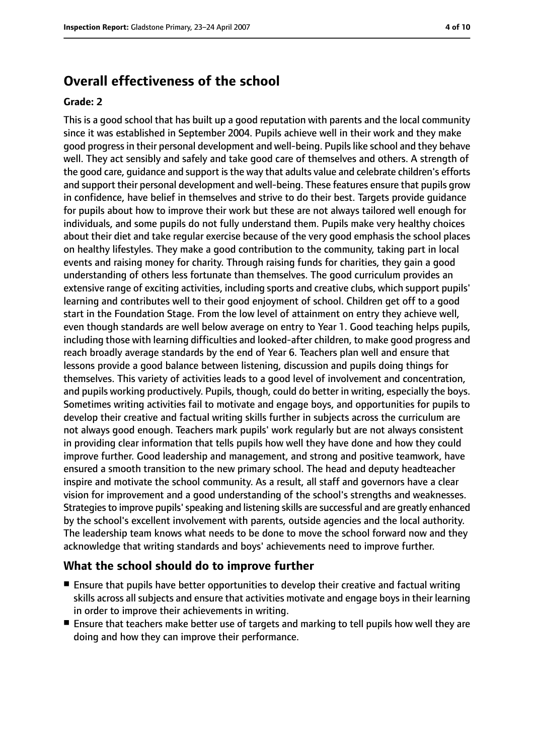## Overall effectiveness of the school

### Grade: 2

This is a good school that has built up a good reputation with parents and the local community since it was established in September 2004. Pupils achieve well in their work and they make good progress in their personal development and well-being. Pupils like school and they behave well. They act sensibly and safely and take good care of themselves and others. A strength of the good care, guidance and support is the way that adults value and celebrate children's efforts and support their personal development and well-being. These features ensure that pupils grow in confidence, have belief in themselves and strive to do their best. Targets provide guidance for pupils about how to improve their work but these are not always tailored well enough for individuals, and some pupils do not fully understand them. Pupils make very healthy choices about their diet and take regular exercise because of the very good emphasis the school places on healthy lifestyles. They make a good contribution to the community, taking part in local events and raising money for charity. Through raising funds for charities, they gain a good understanding of others less fortunate than themselves. The good curriculum provides an extensive range of exciting activities, including sports and creative clubs, which support pupils' learning and contributes well to their good enjoyment of school. Children get off to a good start in the Foundation Stage. From the low level of attainment on entry they achieve well, even though standards are well below average on entry to Year 1. Good teaching helps pupils, including those with learning difficulties and looked-after children, to make good progress and reach broadly average standards by the end of Year 6. Teachers plan well and ensure that lessons provide a good balance between listening, discussion and pupils doing things for themselves. This variety of activities leads to a good level of involvement and concentration, and pupils working productively. Pupils, though, could do better in writing, especially the boys. Sometimes writing activities fail to motivate and engage boys, and opportunities for pupils to develop their creative and factual writing skills further in subjects across the curriculum are not always good enough. Teachers mark pupils' work regularly but are not always consistent in providing clear information that tells pupils how well they have done and how they could improve further. Good leadership and management, and strong and positive teamwork, have ensured a smooth transition to the new primary school. The head and deputy headteacher inspire and motivate the school community. As a result, all staff and governors have a clear vision for improvement and a good understanding of the school's strengths and weaknesses. Strategies to improve pupils' speaking and listening skills are successful and are greatly enhanced by the school's excellent involvement with parents, outside agencies and the local authority. The leadership team knows what needs to be done to move the school forward now and they acknowledge that writing standards and boys' achievements need to improve further.

### What the school should do to improve further

- Ensure that pupils have better opportunities to develop their creative and factual writing skills across all subjects and ensure that activities motivate and engage boys in their learning in order to improve their achievements in writing.
- Ensure that teachers make better use of targets and marking to tell pupils how well they are doing and how they can improve their performance.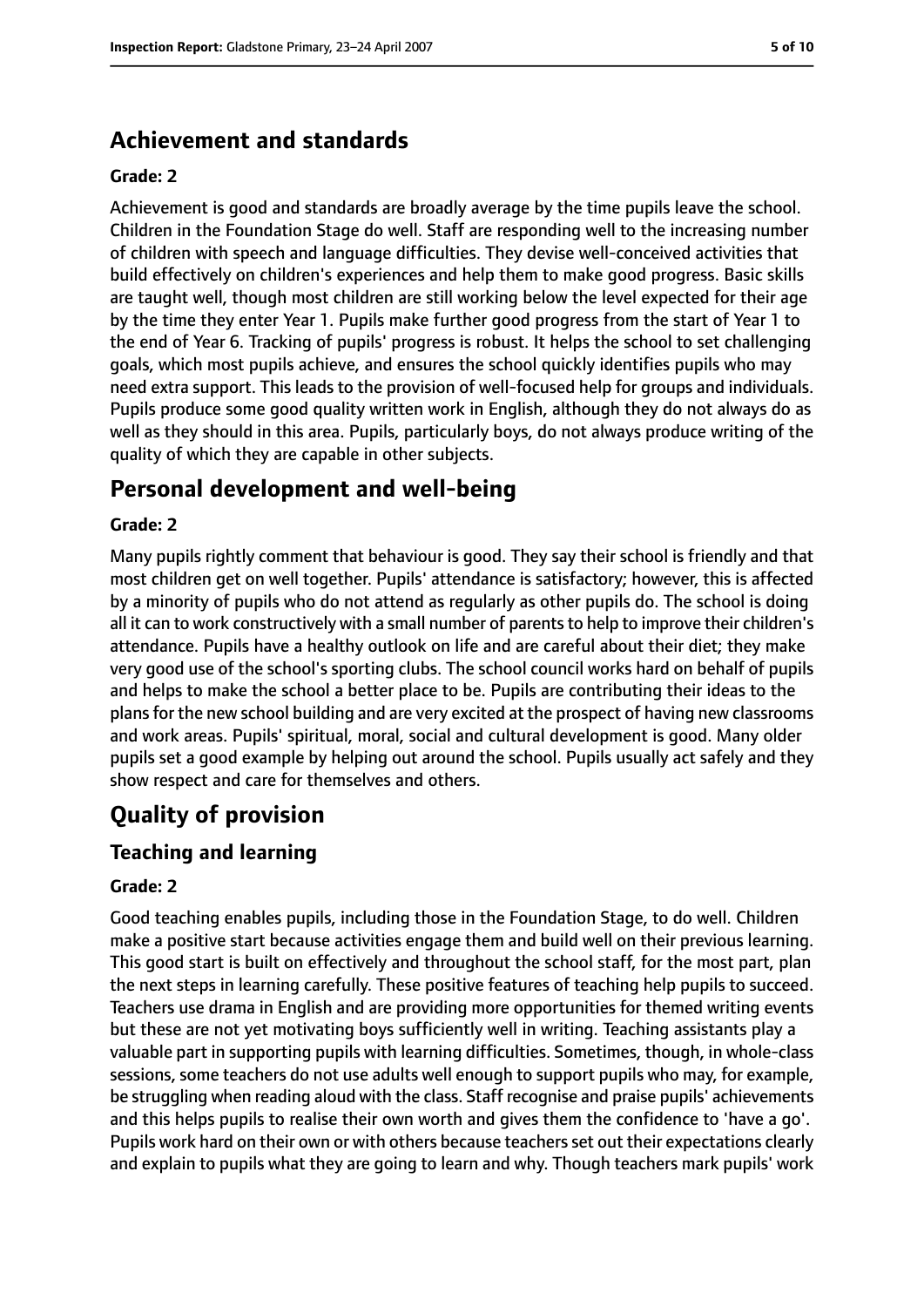## Achievement and standards

**Grade: 2**

Achievement is good and standards are broadly average by the time pupils leave the school. Children in the Foundation Stage do well. Staff are responding well to the increasing number of children with speech and language difficulties. They devise well-conceived activities that build effectively on children's experiences and help them to make good progress. Basic skills are taught well, though most children are still working below the level expected for their age by the time they enter Year 1. Pupils make further good progress from the start of Year 1 to the end of Year 6. Tracking of pupils' progress is robust. It helps the school to set challenging goals, which most pupils achieve, and ensures the school quickly identifies pupils who may need extra support. This leads to the provision of well-focused help for groups and individuals. Pupils produce some good quality written work in English, although they do not always do as well as they should in this area. Pupils, particularly boys, do not always produce writing of the quality of which they are capable in other subjects.

## Personal development and well-being

**Grade: 2**

Many pupils rightly comment that behaviour is good. They say their school is friendly and that most children get on well together. Pupils' attendance is satisfactory; however, this is affected by a minority of pupils who do not attend as regularly as other pupils do. The school is doing all it can to work constructively with a small number of parents to help to improve their children's attendance. Pupils have a healthy outlook on life and are careful about their diet; they make very good use of the school's sporting clubs. The school council works hard on behalf of pupils and helps to make the school a better place to be. Pupils are contributing their ideas to the plans for the new school building and are very excited at the prospect of having new classrooms and work areas. Pupils' spiritual, moral, social and cultural development is good. Many older pupils set a good example by helping out around the school. Pupils usually act safely and they show respect and care for themselves and others.

# Quality of provision

## Teaching and learning

**Grade: 2**

Good teaching enables pupils, including those in the Foundation Stage, to do well. Children make a positive start because activities engage them and build well on their previous learning. This good start is built on effectively and throughout the school staff, for the most part, plan the next steps in learning carefully. These positive features of teaching help pupils to succeed. Teachers use drama in English and are providing more opportunities for themed writing events but these are not yet motivating boys sufficiently well in writing. Teaching assistants play a valuable part in supporting pupils with learning difficulties. Sometimes, though, in whole-class sessions, some teachers do not use adults well enough to support pupils who may, for example, be struggling when reading aloud with the class. Staff recognise and praise pupils' achievements and this helps pupils to realise their own worth and gives them the confidence to 'have a go'. Pupils work hard on their own or with others because teachers set out their expectations clearly and explain to pupils what they are going to learn and why. Though teachers mark pupils' work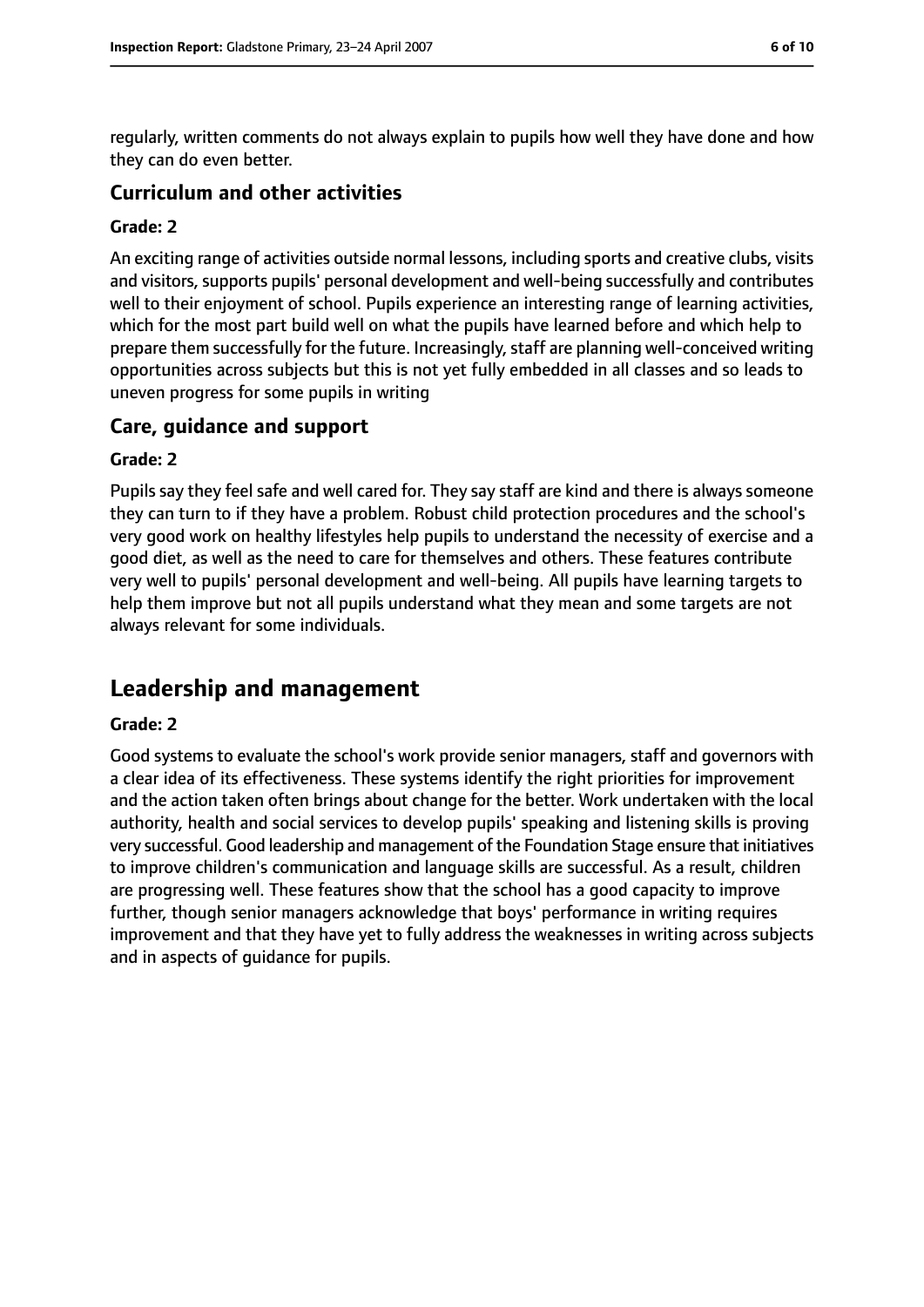regularly, written comments do not always explain to pupils how well they have done and how they can do even better.

### Curriculum and other activities

#### Grade: 2

An exciting range of activities outside normal lessons, including sports and creative clubs, visits and visitors, supports pupils' personal development and well-being successfully and contributes well to their enjoyment of school. Pupils experience an interesting range of learning activities, which for the most part build well on what the pupils have learned before and which help to prepare them successfully for the future. Increasingly, staff are planning well-conceived writing opportunities across subjects but this is not yet fully embedded in all classes and so leads to uneven progress for some pupils in writing

### Care, guidance and support

#### Grade: 2

Pupils say they feel safe and well cared for. They say staff are kind and there is always someone they can turn to if they have a problem. Robust child protection procedures and the school's very good work on healthy lifestyles help pupils to understand the necessity of exercise and a good diet, as well as the need to care for themselves and others. These features contribute very well to pupils' personal development and well-being. All pupils have learning targets to help them improve but not all pupils understand what they mean and some targets are not always relevant for some individuals.

## Leadership and management

#### Grade: 2

Good systems to evaluate the school's work provide senior managers, staff and governors with a clear idea of its effectiveness. These systems identify the right priorities for improvement and the action taken often brings about change for the better. Work undertaken with the local authority, health and social services to develop pupils' speaking and listening skills is proving very successful. Good leadership and management of the Foundation Stage ensure that initiatives to improve children's communication and language skills are successful. As a result, children are progressing well. These features show that the school has a good capacity to improve further, though senior managers acknowledge that boys' performance in writing requires improvement and that they have yet to fully address the weaknesses in writing across subjects and in aspects of guidance for pupils.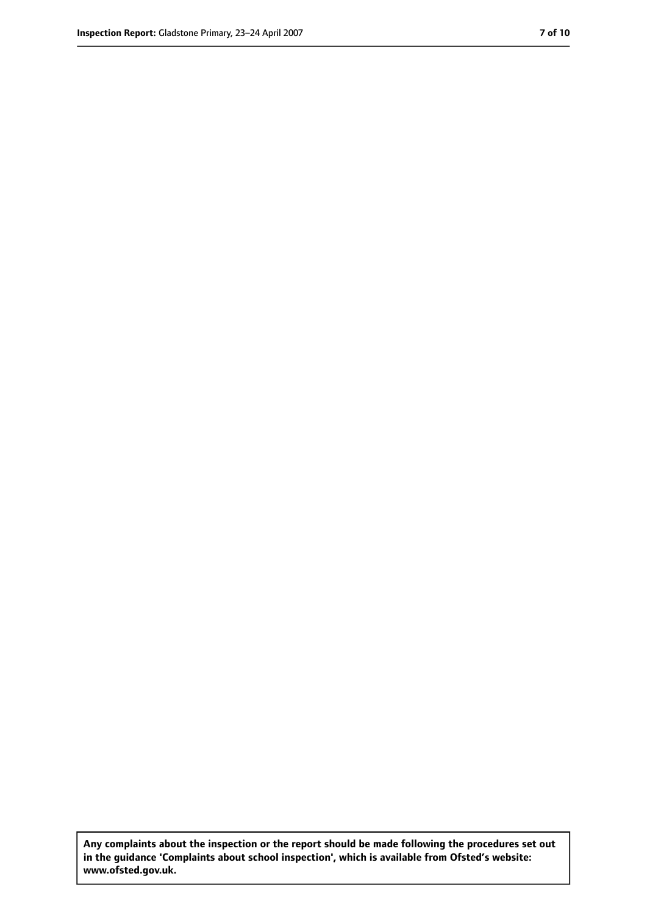**Any complaints about the inspection or the report should be made following the procedures set out in the guidance 'Complaints about school inspection', which is available from Ofsted's website: www.ofsted.gov.uk.**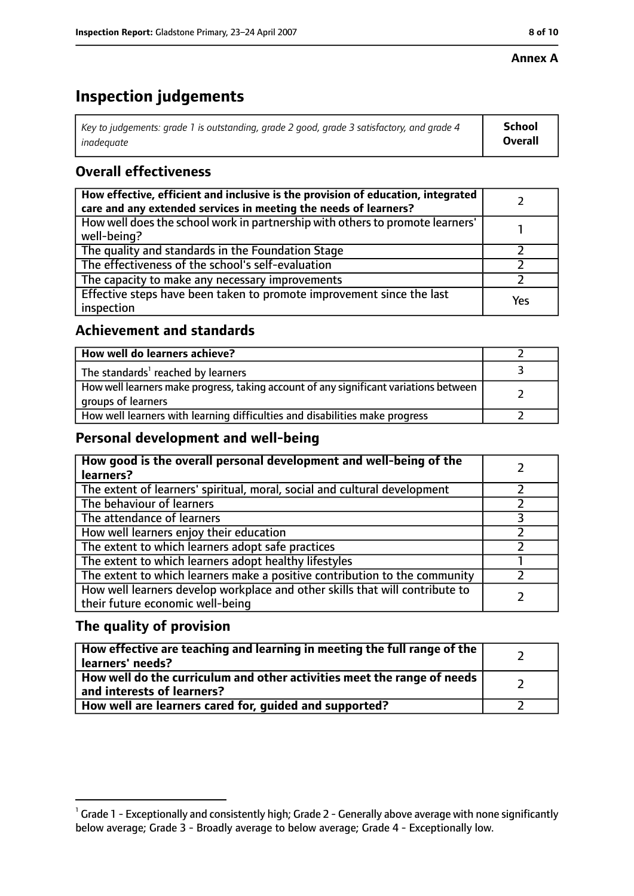**Annex A**

# Inspection judgements

| *Key to judgements: grade 1 is outstanding, grade 2 good, grade 3 satisfactory, and grade 4 inadequate* | **School Overall** |
|---|---|

## Overall effectiveness

| | |
|---|---|
| **How effective, efficient and inclusive is the provision of education, integrated care and any extended services in meeting the needs of learners?** | 2 |
| How well does the school work in partnership with others to promote learners' well-being? | 1 |
| The quality and standards in the Foundation Stage | 2 |
| The effectiveness of the school's self-evaluation | 2 |
| The capacity to make any necessary improvements | 2 |
| Effective steps have been taken to promote improvement since the last inspection | Yes |

## Achievement and standards

| | |
|---|---|
| **How well do learners achieve?** | 2 |
| The standards[1] reached by learners | 3 |
| How well learners make progress, taking account of any significant variations between groups of learners | 2 |
| How well learners with learning difficulties and disabilities make progress | 2 |

## Personal development and well-being

| | |
|---|---|
| **How good is the overall personal development and well-being of the learners?** | 2 |
| The extent of learners' spiritual, moral, social and cultural development | 2 |
| The behaviour of learners | 2 |
| The attendance of learners | 3 |
| How well learners enjoy their education | 2 |
| The extent to which learners adopt safe practices | 2 |
| The extent to which learners adopt healthy lifestyles | 1 |
| The extent to which learners make a positive contribution to the community | 2 |
| How well learners develop workplace and other skills that will contribute to their future economic well-being | 2 |

## The quality of provision

| | |
|---|---|
| **How effective are teaching and learning in meeting the full range of the learners' needs?** | 2 |
| **How well do the curriculum and other activities meet the range of needs and interests of learners?** | 2 |
| **How well are learners cared for, guided and supported?** | 2 |

[1] Grade 1 - Exceptionally and consistently high; Grade 2 - Generally above average with none significantly below average; Grade 3 - Broadly average to below average; Grade 4 - Exceptionally low.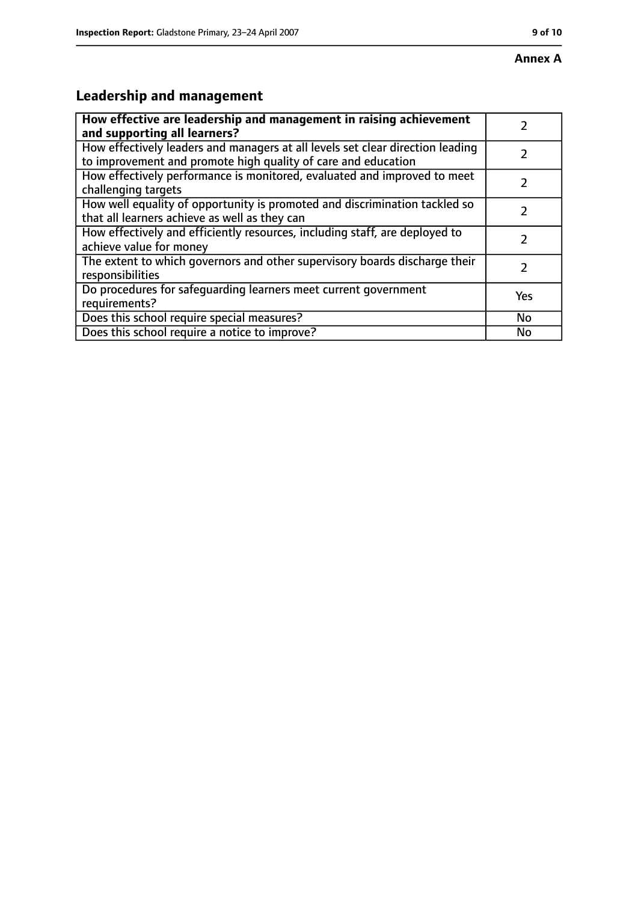**Annex A**

## Leadership and management

| | |
|---|---|
| **How effective are leadership and management in raising achievement and supporting all learners?** | 2 |
| How effectively leaders and managers at all levels set clear direction leading to improvement and promote high quality of care and education | 2 |
| How effectively performance is monitored, evaluated and improved to meet challenging targets | 2 |
| How well equality of opportunity is promoted and discrimination tackled so that all learners achieve as well as they can | 2 |
| How effectively and efficiently resources, including staff, are deployed to achieve value for money | 2 |
| The extent to which governors and other supervisory boards discharge their responsibilities | 2 |
| Do procedures for safeguarding learners meet current government requirements? | Yes |
| Does this school require special measures? | No |
| Does this school require a notice to improve? | No |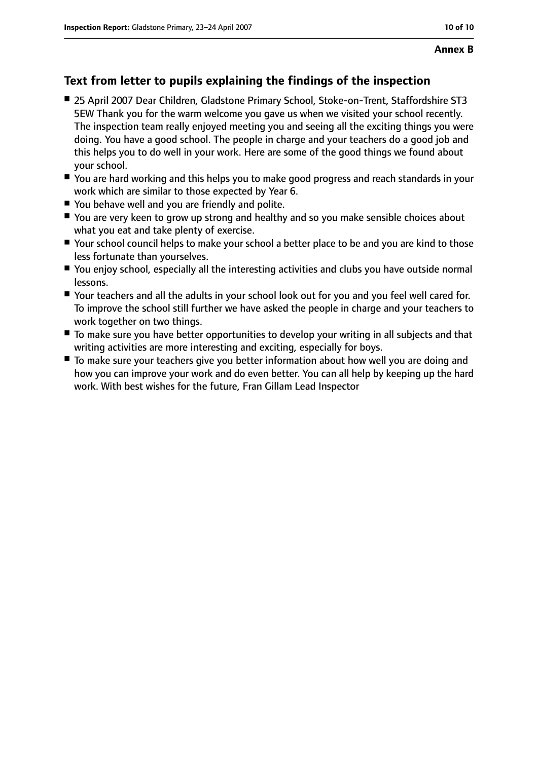**Annex B**

## Text from letter to pupils explaining the findings of the inspection

- 25 April 2007 Dear Children, Gladstone Primary School, Stoke-on-Trent, Staffordshire ST3 5EW Thank you for the warm welcome you gave us when we visited your school recently. The inspection team really enjoyed meeting you and seeing all the exciting things you were doing. You have a good school. The people in charge and your teachers do a good job and this helps you to do well in your work. Here are some of the good things we found about your school.
- You are hard working and this helps you to make good progress and reach standards in your work which are similar to those expected by Year 6.
- You behave well and you are friendly and polite.
- You are very keen to grow up strong and healthy and so you make sensible choices about what you eat and take plenty of exercise.
- Your school council helps to make your school a better place to be and you are kind to those less fortunate than yourselves.
- You enjoy school, especially all the interesting activities and clubs you have outside normal lessons.
- Your teachers and all the adults in your school look out for you and you feel well cared for. To improve the school still further we have asked the people in charge and your teachers to work together on two things.
- To make sure you have better opportunities to develop your writing in all subjects and that writing activities are more interesting and exciting, especially for boys.
- To make sure your teachers give you better information about how well you are doing and how you can improve your work and do even better. You can all help by keeping up the hard work. With best wishes for the future, Fran Gillam Lead Inspector